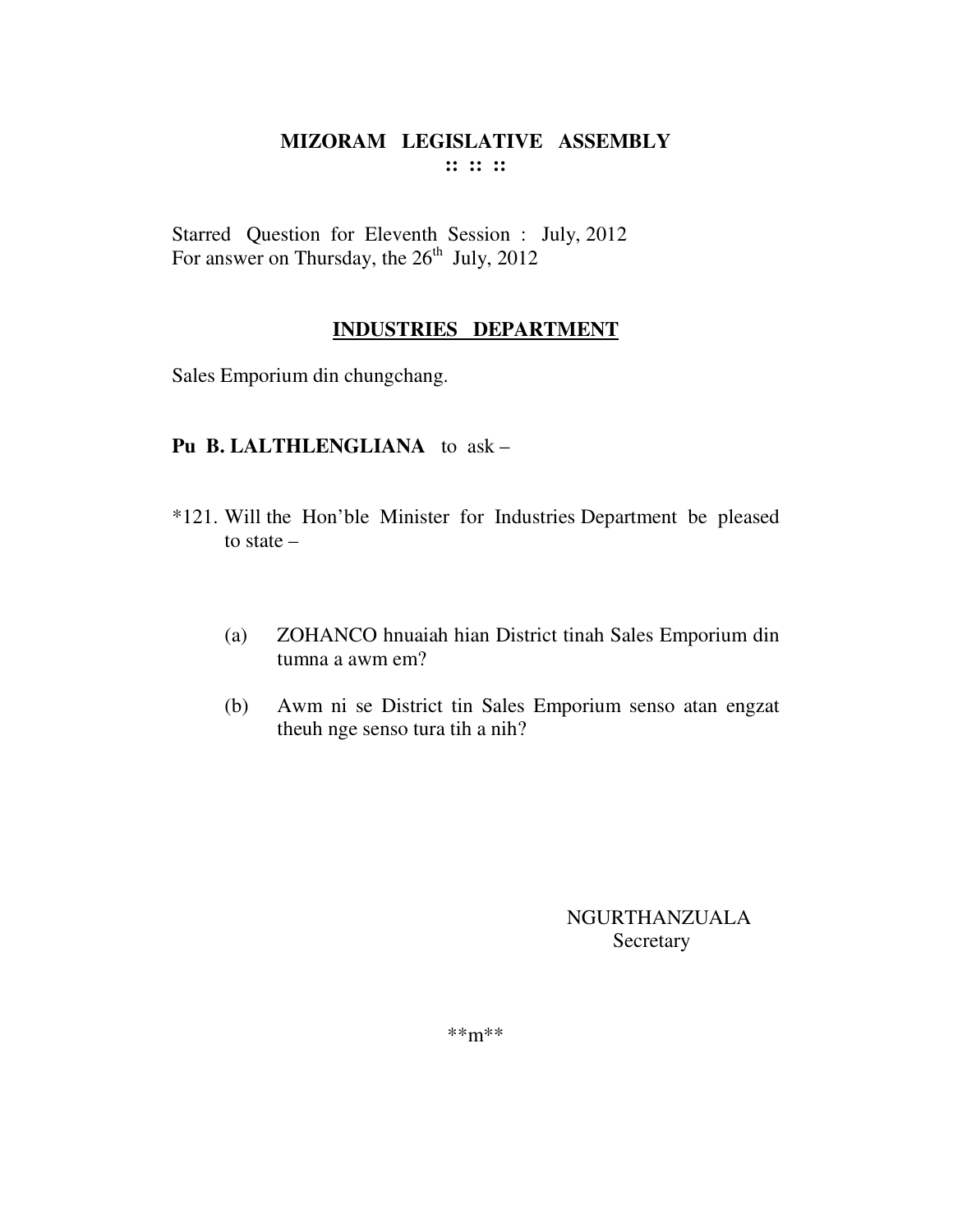# MIZORAM LEGISLATIVE ASSEMBLY

**:: :: ::**

Starred Question for Eleventh Session : July, 2012
For answer on Thursday, the 26th July, 2012

## INDUSTRIES DEPARTMENT

Sales Emporium din chungchang.

**Pu B. LALTHLENGLIANA** to ask –

*121. Will the Hon'ble Minister for Industries Department be pleased to state –

(a) ZOHANCO hnuaiah hian District tinah Sales Emporium din tumna a awm em?

(b) Awm ni se District tin Sales Emporium senso atan engzat theuh nge senso tura tih a nih?

NGURTHANZUALA
Secretary

**m**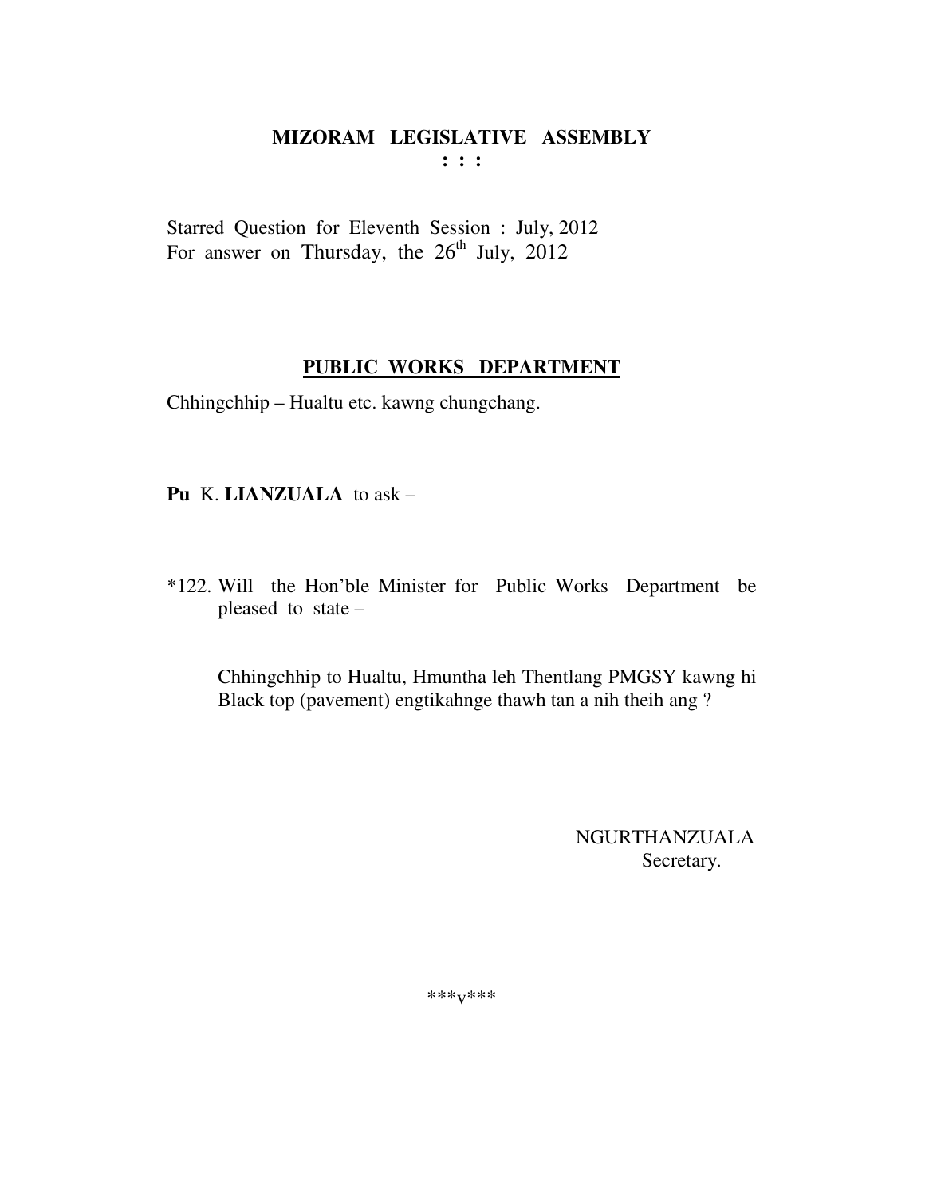# MIZORAM LEGISLATIVE ASSEMBLY

**: : :**

Starred Question for Eleventh Session : July, 2012
For answer on Thursday, the 26th July, 2012

## PUBLIC WORKS DEPARTMENT

Chhingchhip – Hualtu etc. kawng chungchang.

**Pu** K. **LIANZUALA** to ask –

*122. Will the Hon'ble Minister for Public Works Department be pleased to state –

Chhingchhip to Hualtu, Hmuntha leh Thentlang PMGSY kawng hi Black top (pavement) engtikahnge thawh tan a nih theih ang ?

NGURTHANZUALA
Secretary.

***v***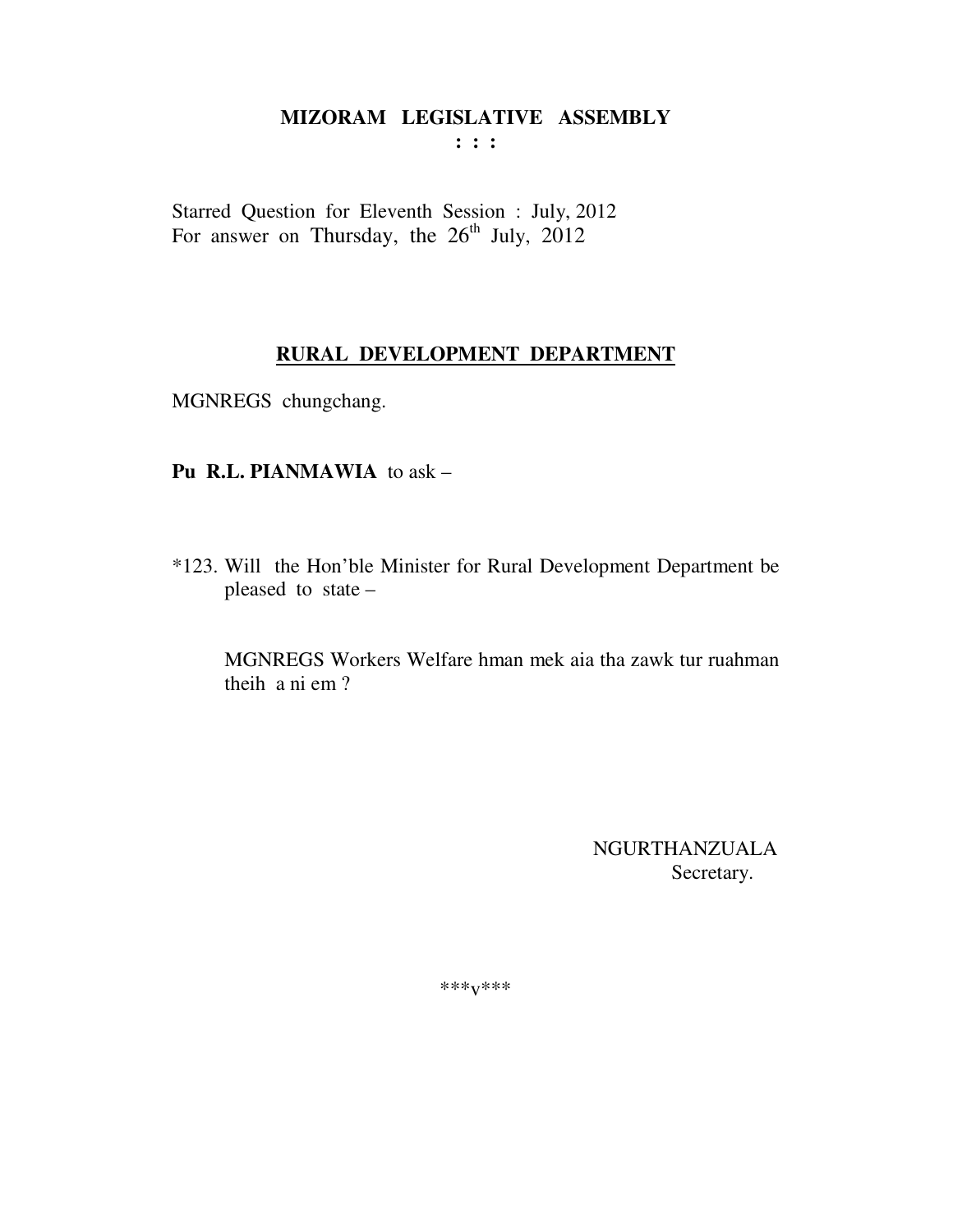# MIZORAM LEGISLATIVE ASSEMBLY

**: : :**

Starred Question for Eleventh Session : July, 2012
For answer on Thursday, the 26th July, 2012

## RURAL DEVELOPMENT DEPARTMENT

MGNREGS chungchang.

**Pu R.L. PIANMAWIA** to ask –

*123. Will the Hon'ble Minister for Rural Development Department be pleased to state –

MGNREGS Workers Welfare hman mek aia tha zawk tur ruahman theih a ni em ?

NGURTHANZUALA
Secretary.

***v***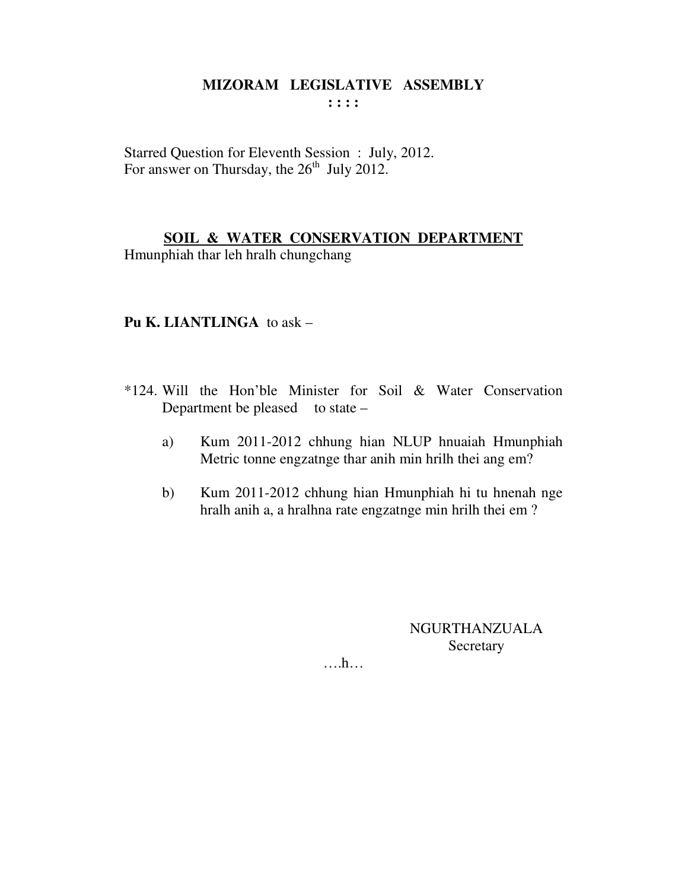# MIZORAM LEGISLATIVE ASSEMBLY

**: : : :**

Starred Question for Eleventh Session : July, 2012.
For answer on Thursday, the 26th July 2012.

## SOIL & WATER CONSERVATION DEPARTMENT

Hmunphiah thar leh hralh chungchang

**Pu K. LIANTLINGA** to ask –

*124. Will the Hon'ble Minister for Soil & Water Conservation Department be pleased to state –

a) Kum 2011-2012 chhung hian NLUP hnuaiah Hmunphiah Metric tonne engzatnge thar anih min hrilh thei ang em?

b) Kum 2011-2012 chhung hian Hmunphiah hi tu hnenah nge hralh anih a, a hralhna rate engzatnge min hrilh thei em ?

NGURTHANZUALA
Secretary

….h…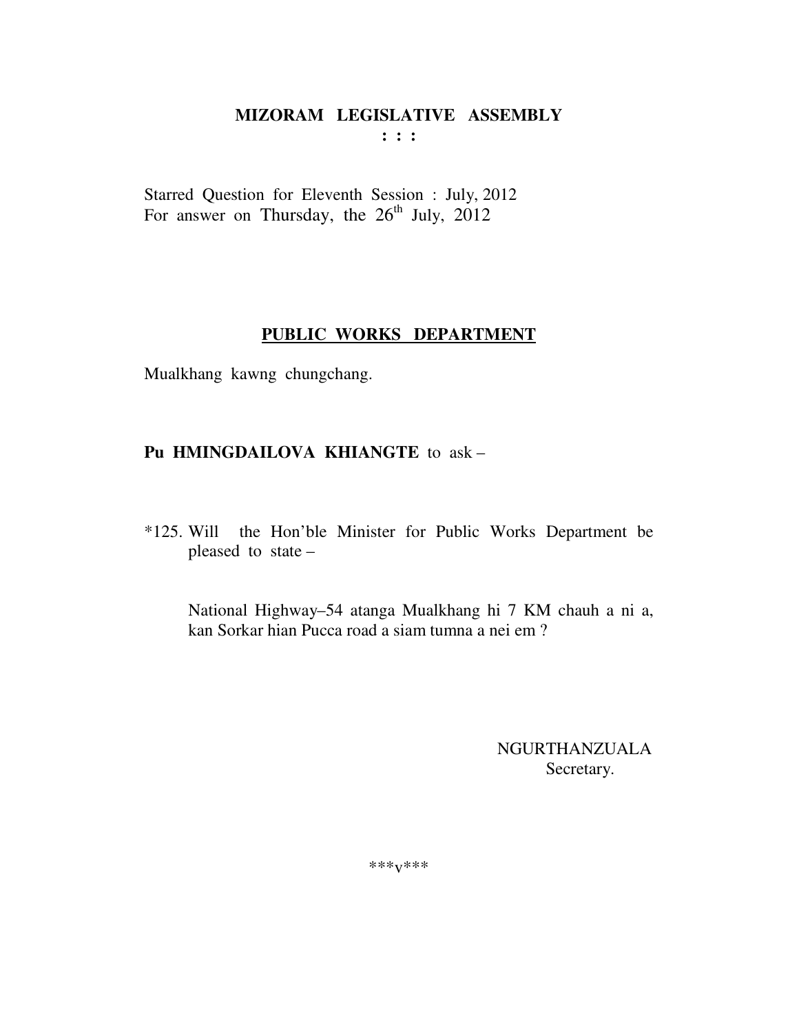# MIZORAM LEGISLATIVE ASSEMBLY

**: : :**

Starred Question for Eleventh Session : July, 2012
For answer on Thursday, the 26th July, 2012

## PUBLIC WORKS DEPARTMENT

Mualkhang kawng chungchang.

**Pu HMINGDAILOVA KHIANGTE** to ask –

*125. Will the Hon'ble Minister for Public Works Department be pleased to state –

National Highway–54 atanga Mualkhang hi 7 KM chauh a ni a, kan Sorkar hian Pucca road a siam tumna a nei em ?

NGURTHANZUALA
Secretary.

***v***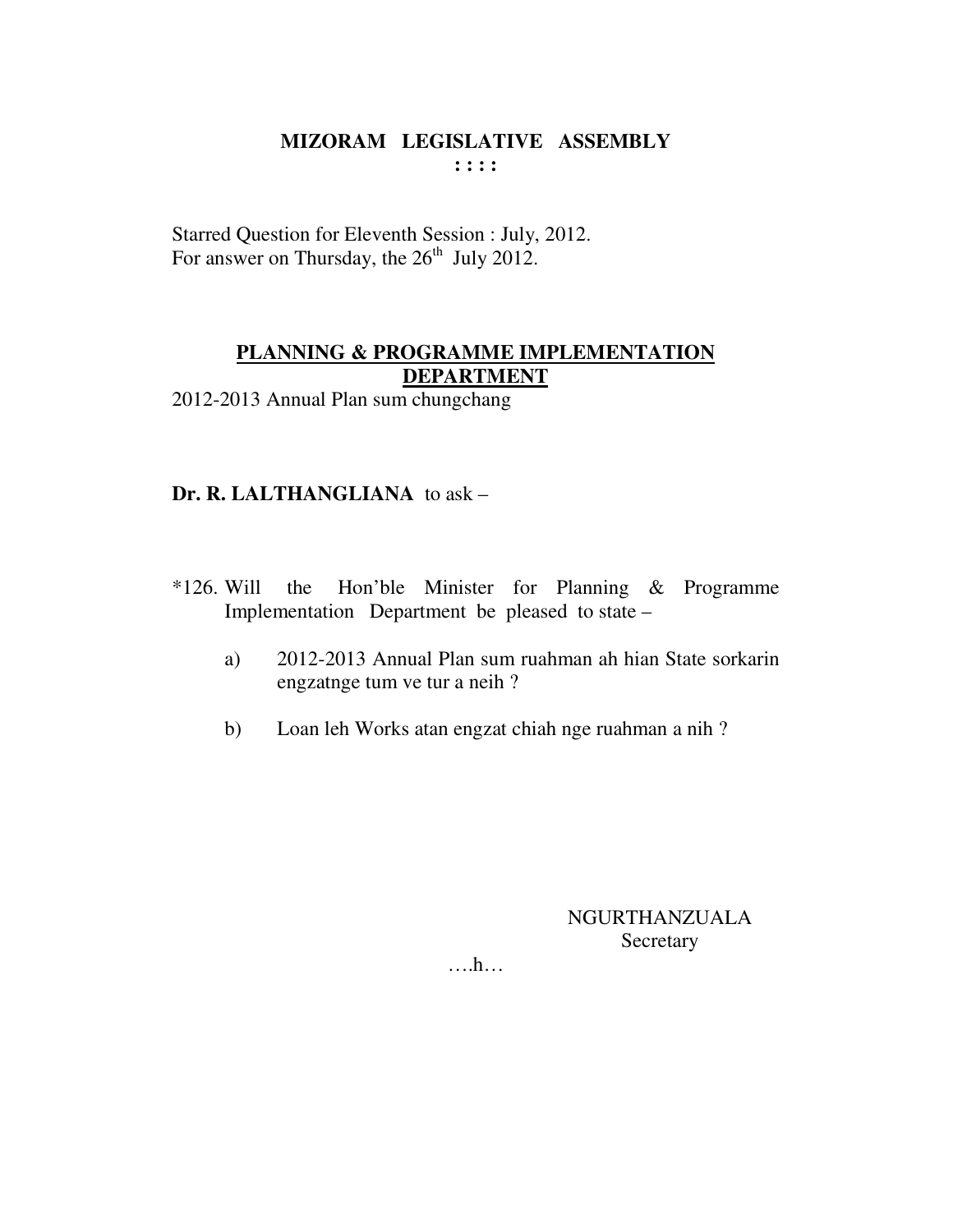**MIZORAM LEGISLATIVE ASSEMBLY**
**: : : :**

Starred Question for Eleventh Session : July, 2012.
For answer on Thursday, the 26th July 2012.

**PLANNING & PROGRAMME IMPLEMENTATION DEPARTMENT**

2012-2013 Annual Plan sum chungchang

**Dr. R. LALTHANGLIANA** to ask –

*126. Will the Hon'ble Minister for Planning & Programme Implementation Department be pleased to state –

a) 2012-2013 Annual Plan sum ruahman ah hian State sorkarin engzatnge tum ve tur a neih ?

b) Loan leh Works atan engzat chiah nge ruahman a nih ?

NGURTHANZUALA
Secretary

….h…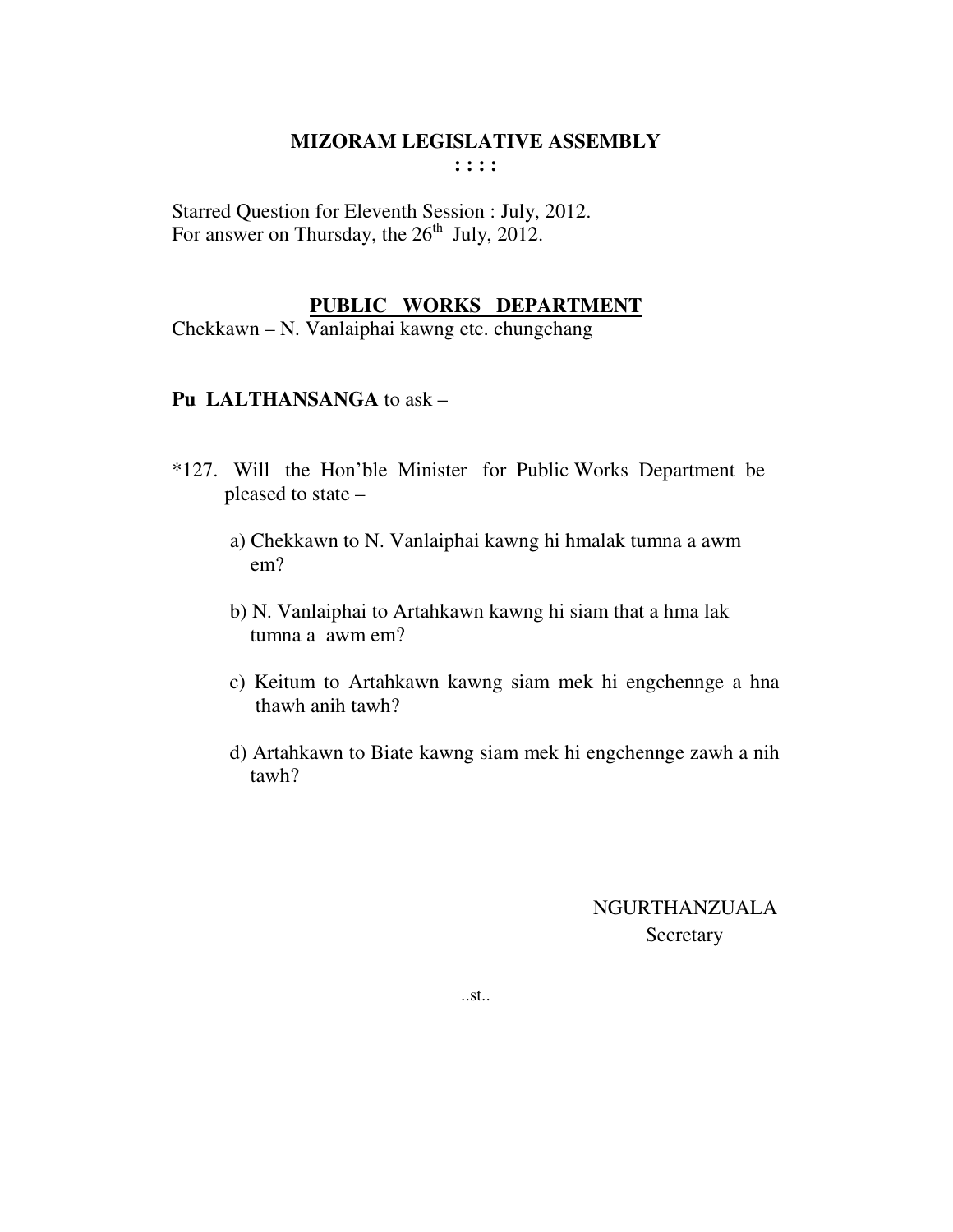**MIZORAM LEGISLATIVE ASSEMBLY**
**: : : :**

Starred Question for Eleventh Session : July, 2012.
For answer on Thursday, the 26th July, 2012.

**PUBLIC WORKS DEPARTMENT**
Chekkawn – N. Vanlaiphai kawng etc. chungchang

**Pu LALTHANSANGA** to ask –

*127. Will the Hon'ble Minister for Public Works Department be pleased to state –

a) Chekkawn to N. Vanlaiphai kawng hi hmalak tumna a awm em?

b) N. Vanlaiphai to Artahkawn kawng hi siam that a hma lak tumna a awm em?

c) Keitum to Artahkawn kawng siam mek hi engchennge a hna thawh anih tawh?

d) Artahkawn to Biate kawng siam mek hi engchennge zawh a nih tawh?

NGURTHANZUALA
Secretary

..st..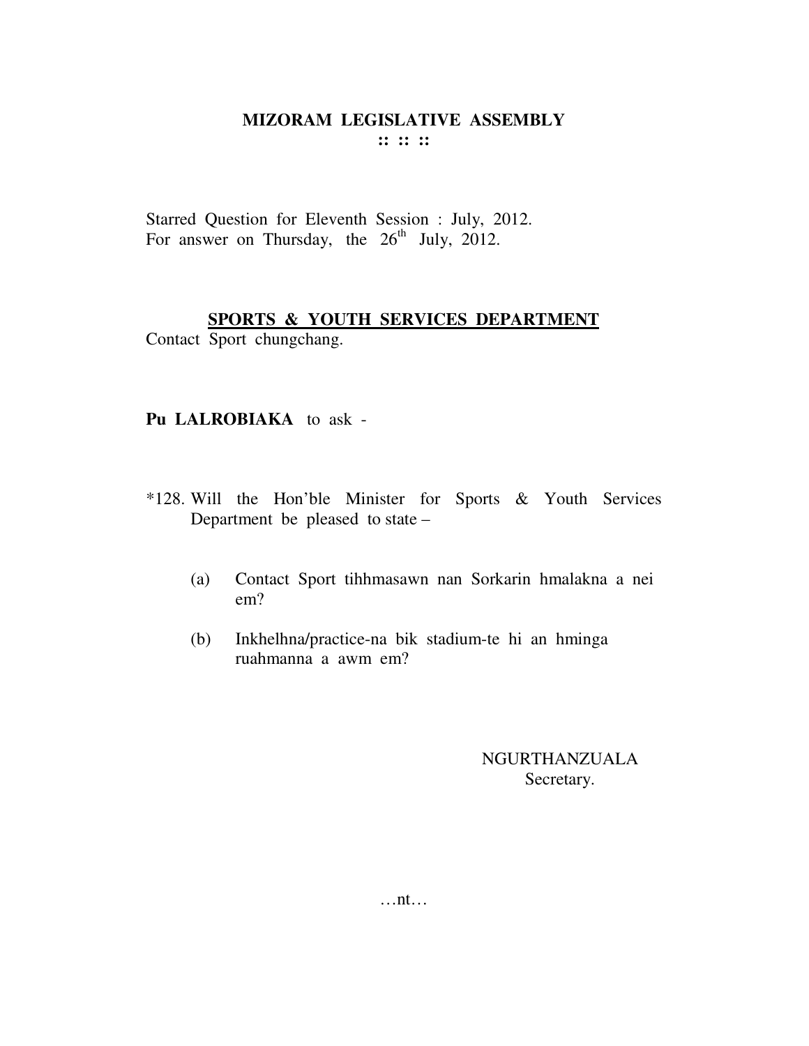# MIZORAM LEGISLATIVE ASSEMBLY

**:: :: ::**

Starred Question for Eleventh Session : July, 2012.
For answer on Thursday, the 26th July, 2012.

**SPORTS & YOUTH SERVICES DEPARTMENT**

Contact Sport chungchang.

**Pu LALROBIAKA** to ask -

*128. Will the Hon'ble Minister for Sports & Youth Services Department be pleased to state –

(a) Contact Sport tihhmasawn nan Sorkarin hmalakna a nei em?

(b) Inkhelhna/practice-na bik stadium-te hi an hminga ruahmanna a awm em?

NGURTHANZUALA
Secretary.

…nt…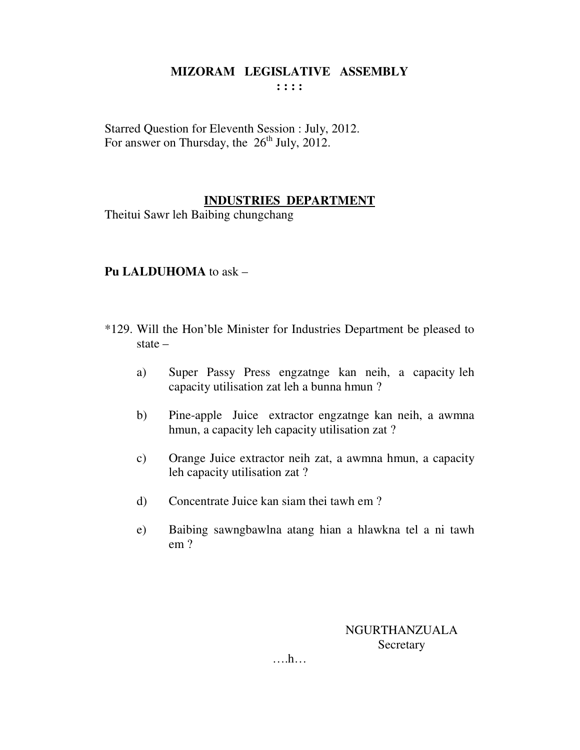# MIZORAM LEGISLATIVE ASSEMBLY

: : : :

Starred Question for Eleventh Session : July, 2012.
For answer on Thursday, the 26th July, 2012.

## INDUSTRIES DEPARTMENT

Theitui Sawr leh Baibing chungchang

**Pu LALDUHOMA** to ask –

*129. Will the Hon'ble Minister for Industries Department be pleased to state –

a) Super Passy Press engzatnge kan neih, a capacity leh capacity utilisation zat leh a bunna hmun ?

b) Pine-apple Juice extractor engzatnge kan neih, a awmna hmun, a capacity leh capacity utilisation zat ?

c) Orange Juice extractor neih zat, a awmna hmun, a capacity leh capacity utilisation zat ?

d) Concentrate Juice kan siam thei tawh em ?

e) Baibing sawngbawlna atang hian a hlawkna tel a ni tawh em ?

NGURTHANZUALA
Secretary

….h…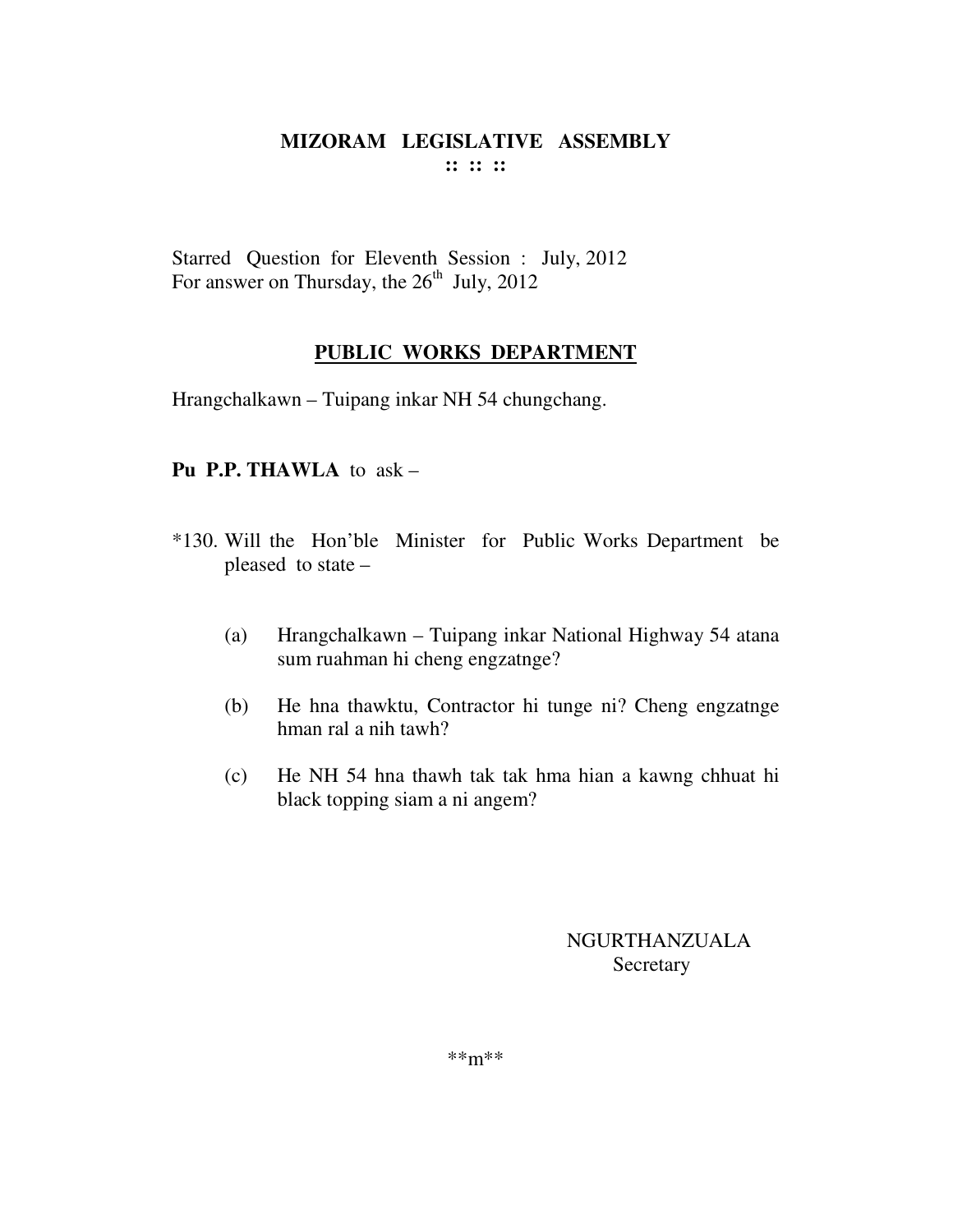# MIZORAM LEGISLATIVE ASSEMBLY

:: :: ::

Starred Question for Eleventh Session : July, 2012
For answer on Thursday, the 26th July, 2012

## PUBLIC WORKS DEPARTMENT

Hrangchalkawn – Tuipang inkar NH 54 chungchang.

**Pu P.P. THAWLA** to ask –

*130. Will the Hon'ble Minister for Public Works Department be pleased to state –

(a) Hrangchalkawn – Tuipang inkar National Highway 54 atana sum ruahman hi cheng engzatnge?

(b) He hna thawktu, Contractor hi tunge ni? Cheng engzatnge hman ral a nih tawh?

(c) He NH 54 hna thawh tak tak hma hian a kawng chhuat hi black topping siam a ni angem?

NGURTHANZUALA
Secretary

**m**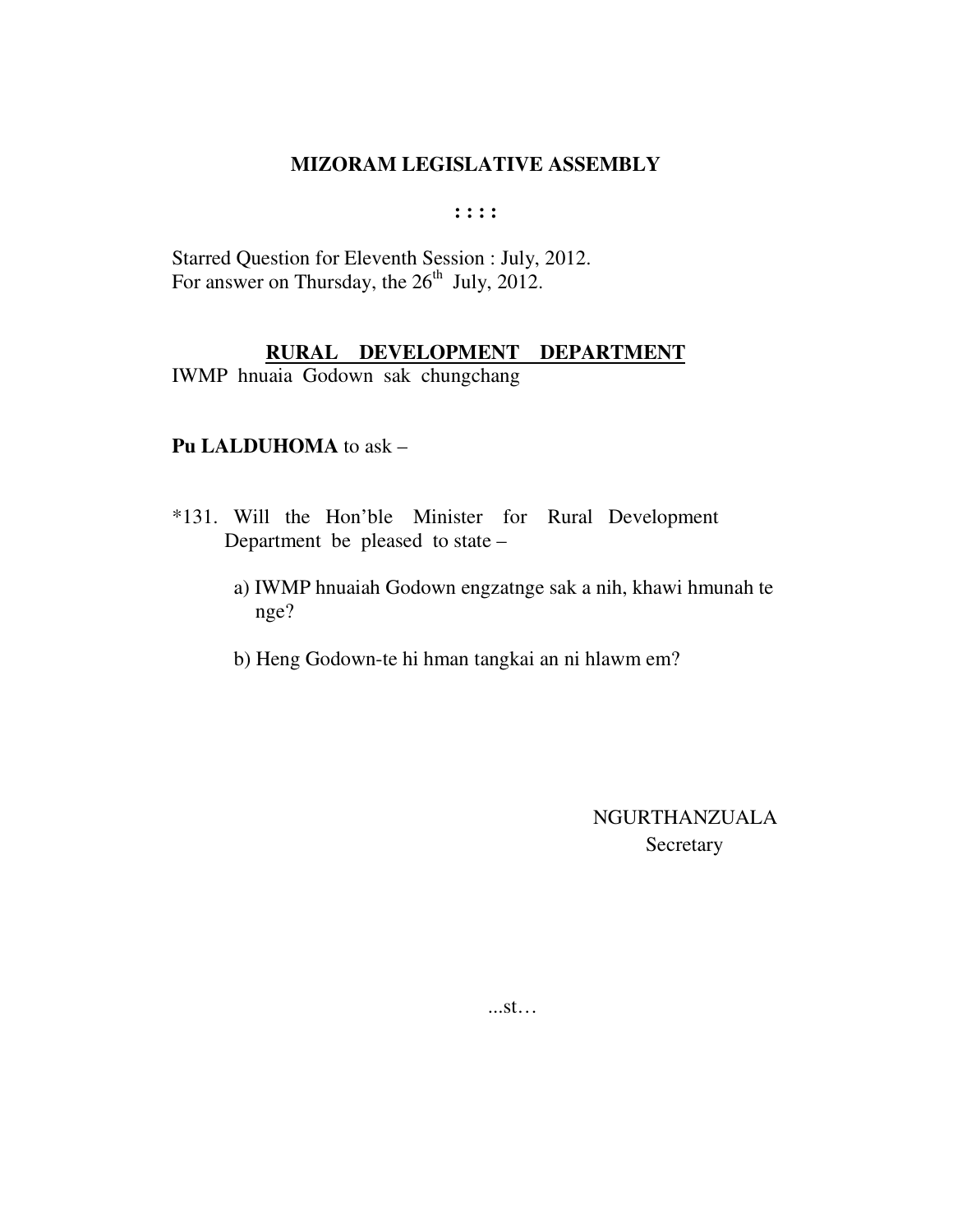**MIZORAM LEGISLATIVE ASSEMBLY**

**: : : :**

Starred Question for Eleventh Session : July, 2012.
For answer on Thursday, the 26th July, 2012.

**RURAL DEVELOPMENT DEPARTMENT**

IWMP hnuaia Godown sak chungchang

**Pu LALDUHOMA** to ask –

*131. Will the Hon'ble Minister for Rural Development Department be pleased to state –

a) IWMP hnuaiah Godown engzatnge sak a nih, khawi hmunah te nge?

b) Heng Godown-te hi hman tangkai an ni hlawm em?

NGURTHANZUALA
Secretary

...st…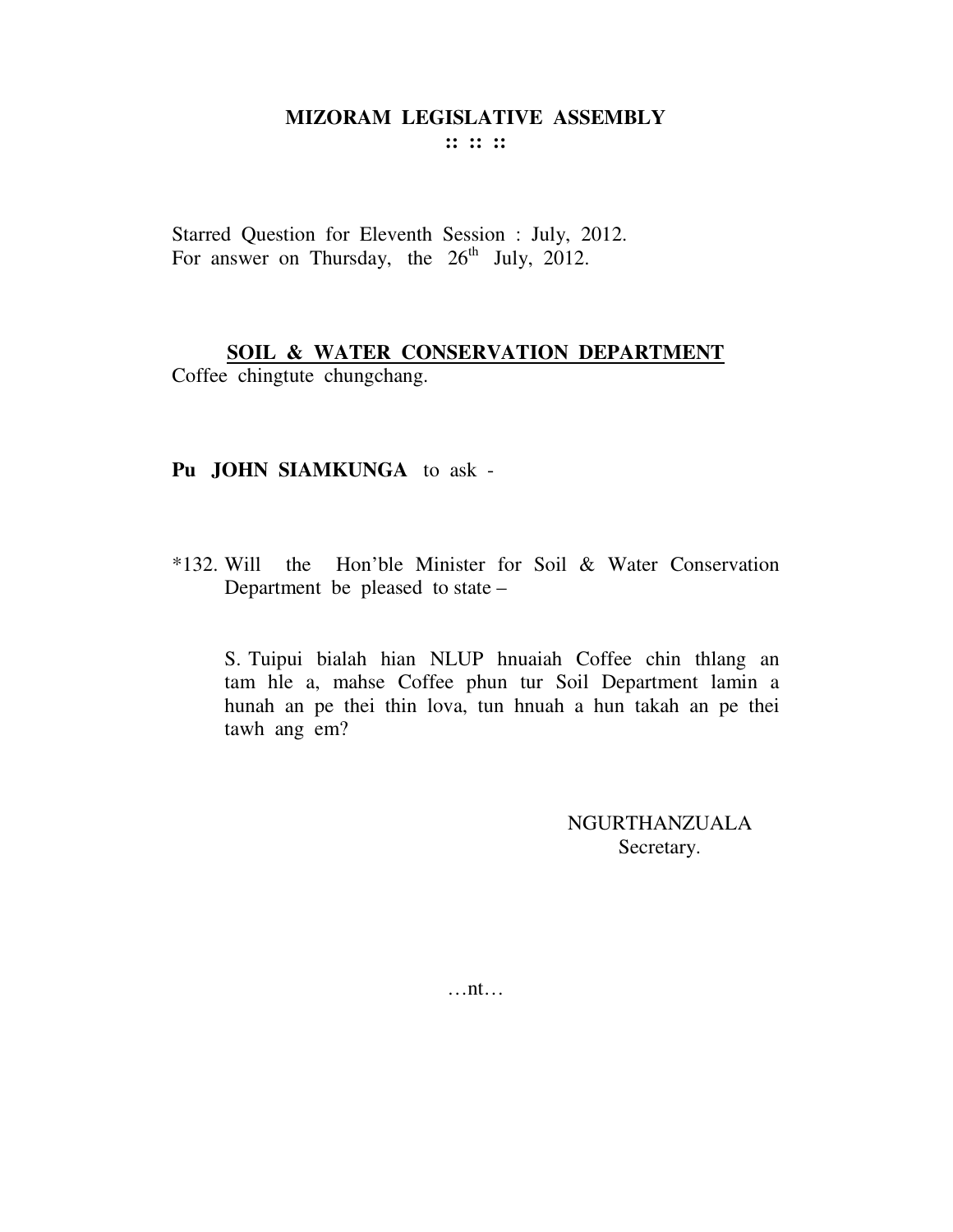## MIZORAM LEGISLATIVE ASSEMBLY

:: :: ::

Starred Question for Eleventh Session : July, 2012.
For answer on Thursday, the 26th July, 2012.

**SOIL & WATER CONSERVATION DEPARTMENT**

Coffee chingtute chungchang.

**Pu JOHN SIAMKUNGA** to ask -

*132. Will the Hon'ble Minister for Soil & Water Conservation Department be pleased to state –

S. Tuipui bialah hian NLUP hnuaiah Coffee chin thlang an tam hle a, mahse Coffee phun tur Soil Department lamin a hunah an pe thei thin lova, tun hnuah a hun takah an pe thei tawh ang em?

NGURTHANZUALA
Secretary.

…nt…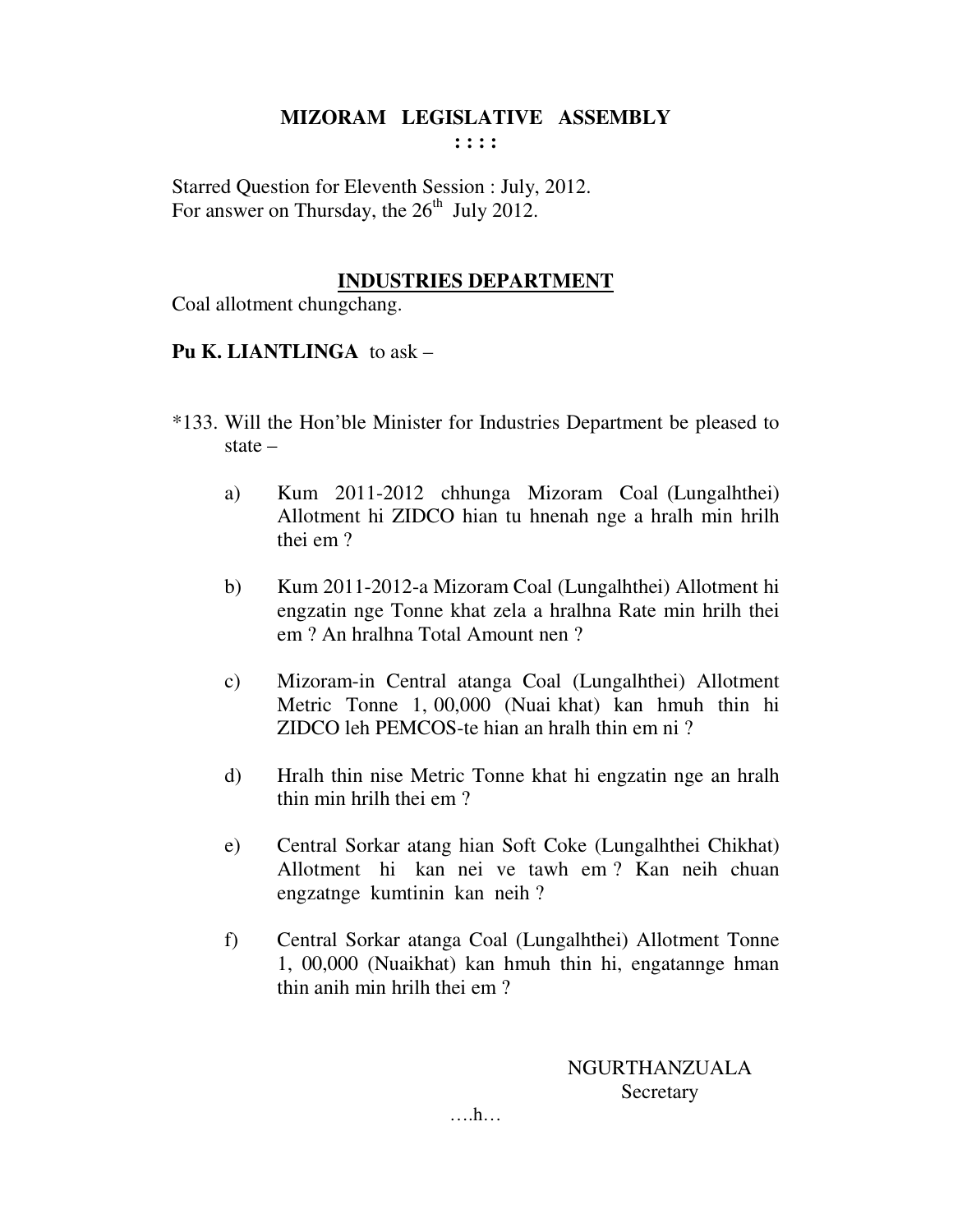**MIZORAM LEGISLATIVE ASSEMBLY**
**: : : :**

Starred Question for Eleventh Session : July, 2012.
For answer on Thursday, the 26th July 2012.

**INDUSTRIES DEPARTMENT**

Coal allotment chungchang.

**Pu K. LIANTLINGA** to ask –

*133. Will the Hon'ble Minister for Industries Department be pleased to state –

a) Kum 2011-2012 chhunga Mizoram Coal (Lungalhthei) Allotment hi ZIDCO hian tu hnenah nge a hralh min hrilh thei em ?

b) Kum 2011-2012-a Mizoram Coal (Lungalhthei) Allotment hi engzatin nge Tonne khat zela a hralhna Rate min hrilh thei em ? An hralhna Total Amount nen ?

c) Mizoram-in Central atanga Coal (Lungalhthei) Allotment Metric Tonne 1, 00,000 (Nuai khat) kan hmuh thin hi ZIDCO leh PEMCOS-te hian an hralh thin em ni ?

d) Hralh thin nise Metric Tonne khat hi engzatin nge an hralh thin min hrilh thei em ?

e) Central Sorkar atang hian Soft Coke (Lungalhthei Chikhat) Allotment hi kan nei ve tawh em ? Kan neih chuan engzatnge kumtinin kan neih ?

f) Central Sorkar atanga Coal (Lungalhthei) Allotment Tonne 1, 00,000 (Nuaikhat) kan hmuh thin hi, engatannge hman thin anih min hrilh thei em ?

NGURTHANZUALA
Secretary

….h…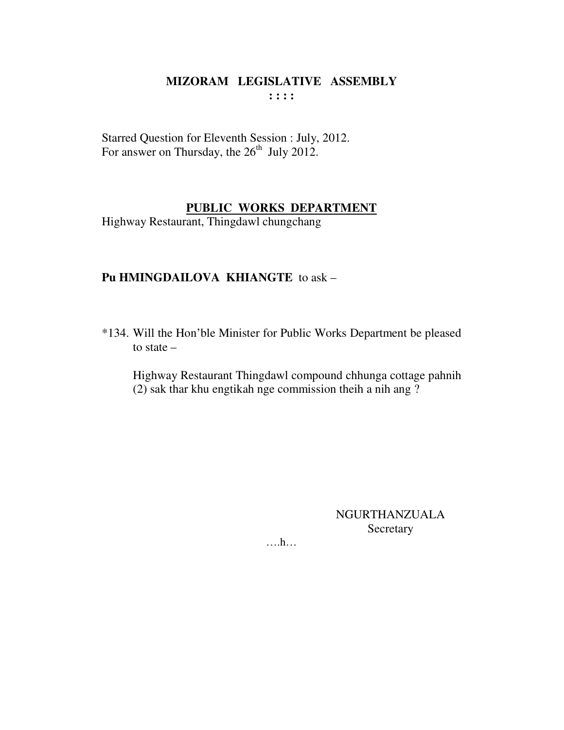# MIZORAM LEGISLATIVE ASSEMBLY

**: : : :**

Starred Question for Eleventh Session : July, 2012.
For answer on Thursday, the 26th July 2012.

## PUBLIC WORKS DEPARTMENT

Highway Restaurant, Thingdawl chungchang

**Pu HMINGDAILOVA KHIANGTE** to ask –

*134. Will the Hon'ble Minister for Public Works Department be pleased to state –

Highway Restaurant Thingdawl compound chhunga cottage pahnih (2) sak thar khu engtikah nge commission theih a nih ang ?

NGURTHANZUALA
Secretary

….h…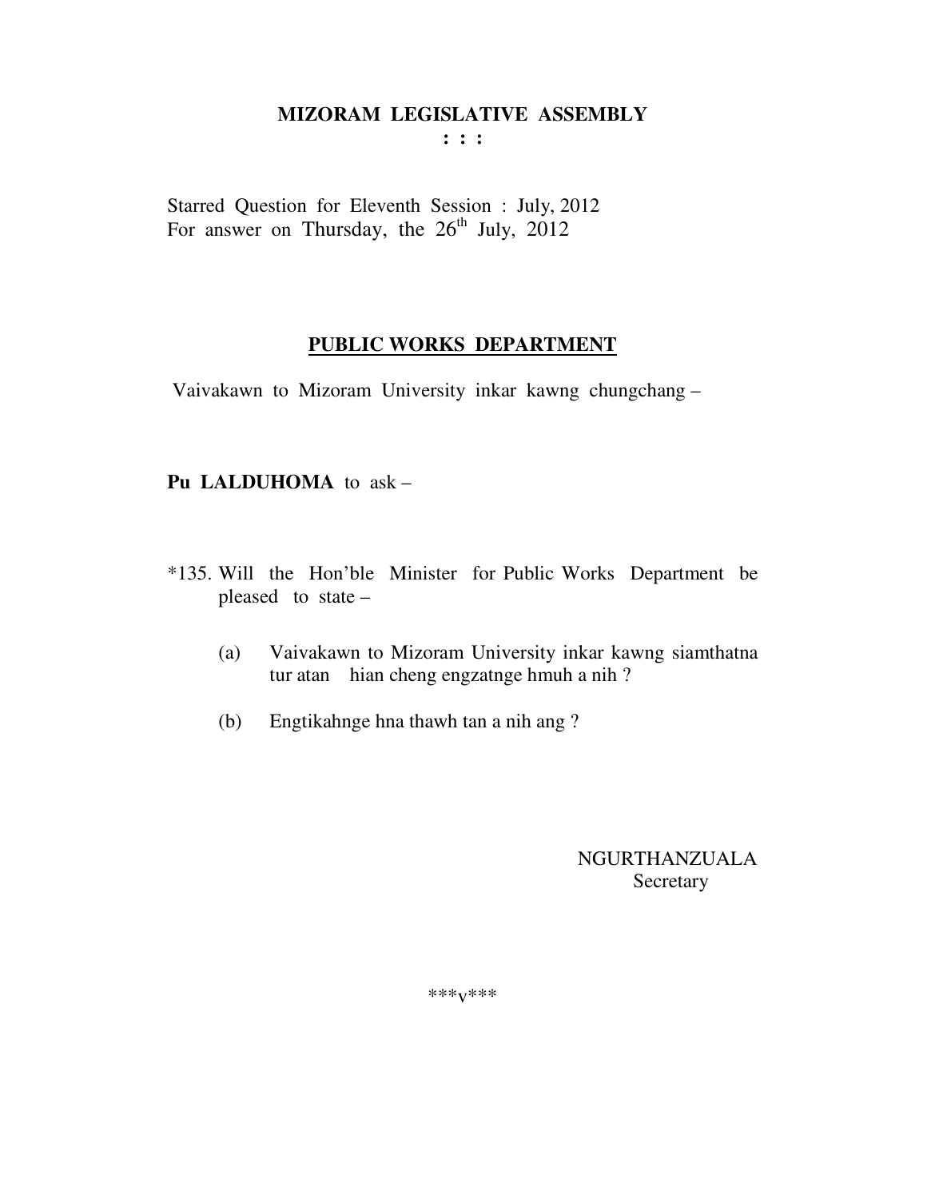# MIZORAM LEGISLATIVE ASSEMBLY
**: : :**

Starred Question for Eleventh Session : July, 2012
For answer on Thursday, the 26th July, 2012

## PUBLIC WORKS DEPARTMENT

Vaivakawn to Mizoram University inkar kawng chungchang –

**Pu LALDUHOMA** to ask –

*135. Will the Hon'ble Minister for Public Works Department be pleased to state –

(a) Vaivakawn to Mizoram University inkar kawng siamthatna tur atan hian cheng engzatnge hmuh a nih ?

(b) Engtikahnge hna thawh tan a nih ang ?

NGURTHANZUALA
Secretary

***v***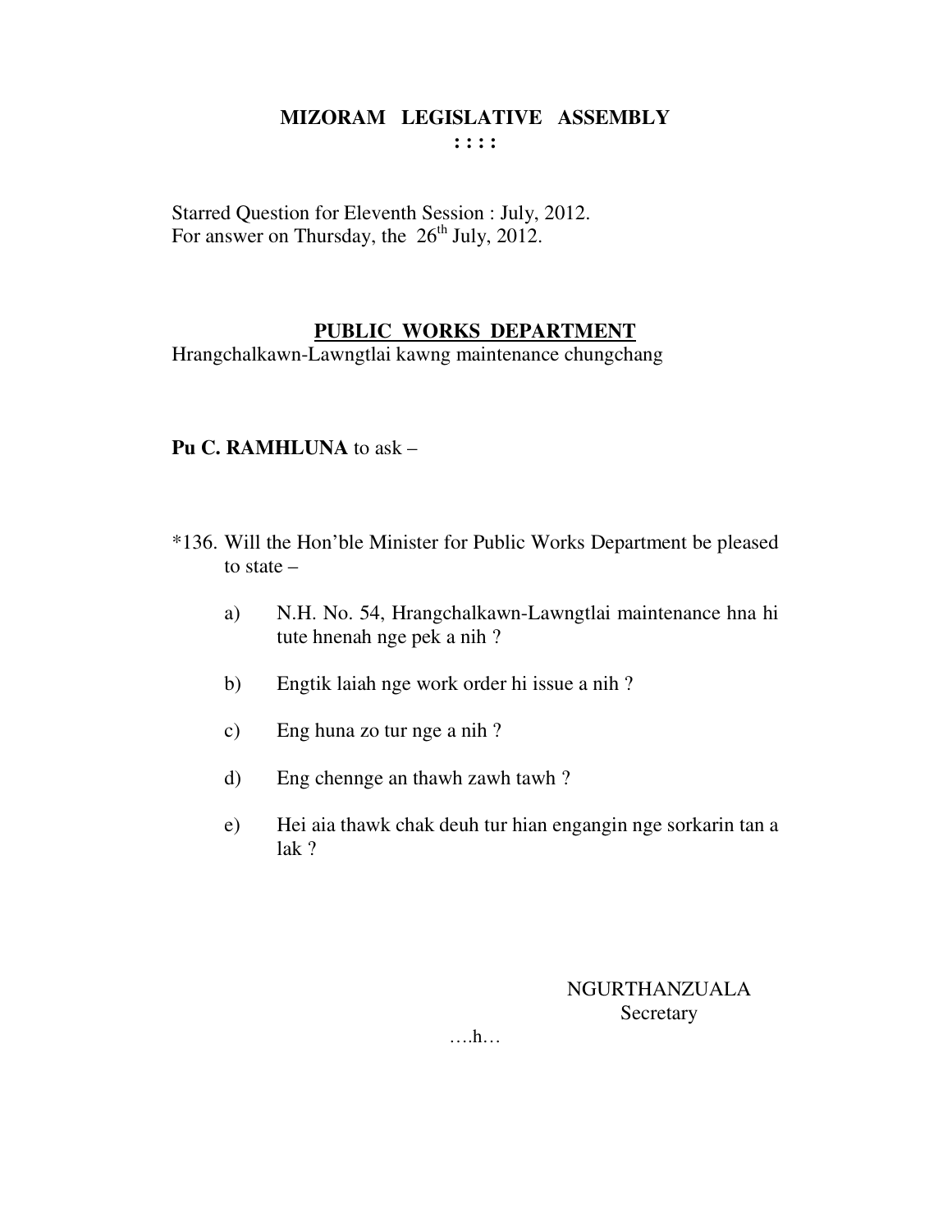**MIZORAM LEGISLATIVE ASSEMBLY**
**: : : :**

Starred Question for Eleventh Session : July, 2012.
For answer on Thursday, the 26th July, 2012.

**PUBLIC WORKS DEPARTMENT**
Hrangchalkawn-Lawngtlai kawng maintenance chungchang

**Pu C. RAMHLUNA** to ask –

*136. Will the Hon'ble Minister for Public Works Department be pleased to state –

a) N.H. No. 54, Hrangchalkawn-Lawngtlai maintenance hna hi tute hnenah nge pek a nih ?

b) Engtik laiah nge work order hi issue a nih ?

c) Eng huna zo tur nge a nih ?

d) Eng chennge an thawh zawh tawh ?

e) Hei aia thawk chak deuh tur hian engangin nge sorkarin tan a lak ?

NGURTHANZUALA
Secretary

….h…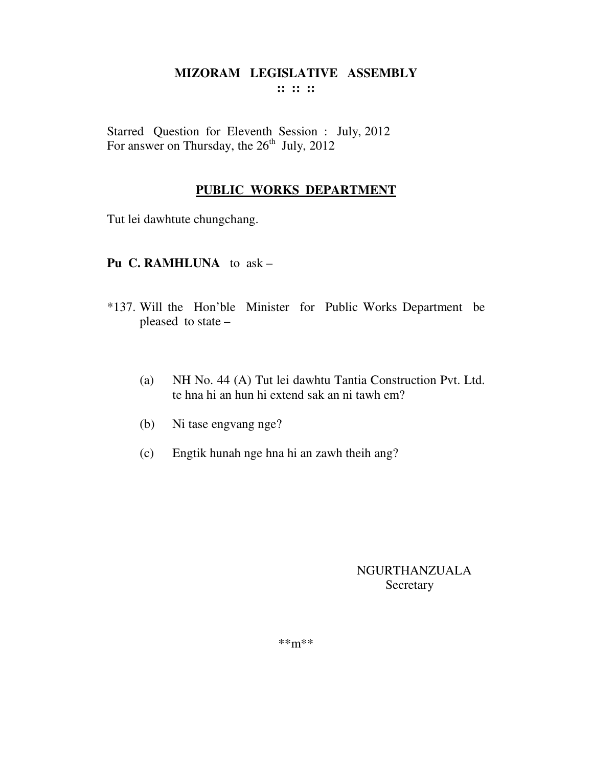# MIZORAM LEGISLATIVE ASSEMBLY

**:: :: ::**

Starred Question for Eleventh Session : July, 2012
For answer on Thursday, the 26th July, 2012

## PUBLIC WORKS DEPARTMENT

Tut lei dawhtute chungchang.

**Pu C. RAMHLUNA** to ask –

*137. Will the Hon'ble Minister for Public Works Department be pleased to state –

(a) NH No. 44 (A) Tut lei dawhtu Tantia Construction Pvt. Ltd. te hna hi an hun hi extend sak an ni tawh em?

(b) Ni tase engvang nge?

(c) Engtik hunah nge hna hi an zawh theih ang?

NGURTHANZUALA
Secretary

\*\*m\*\*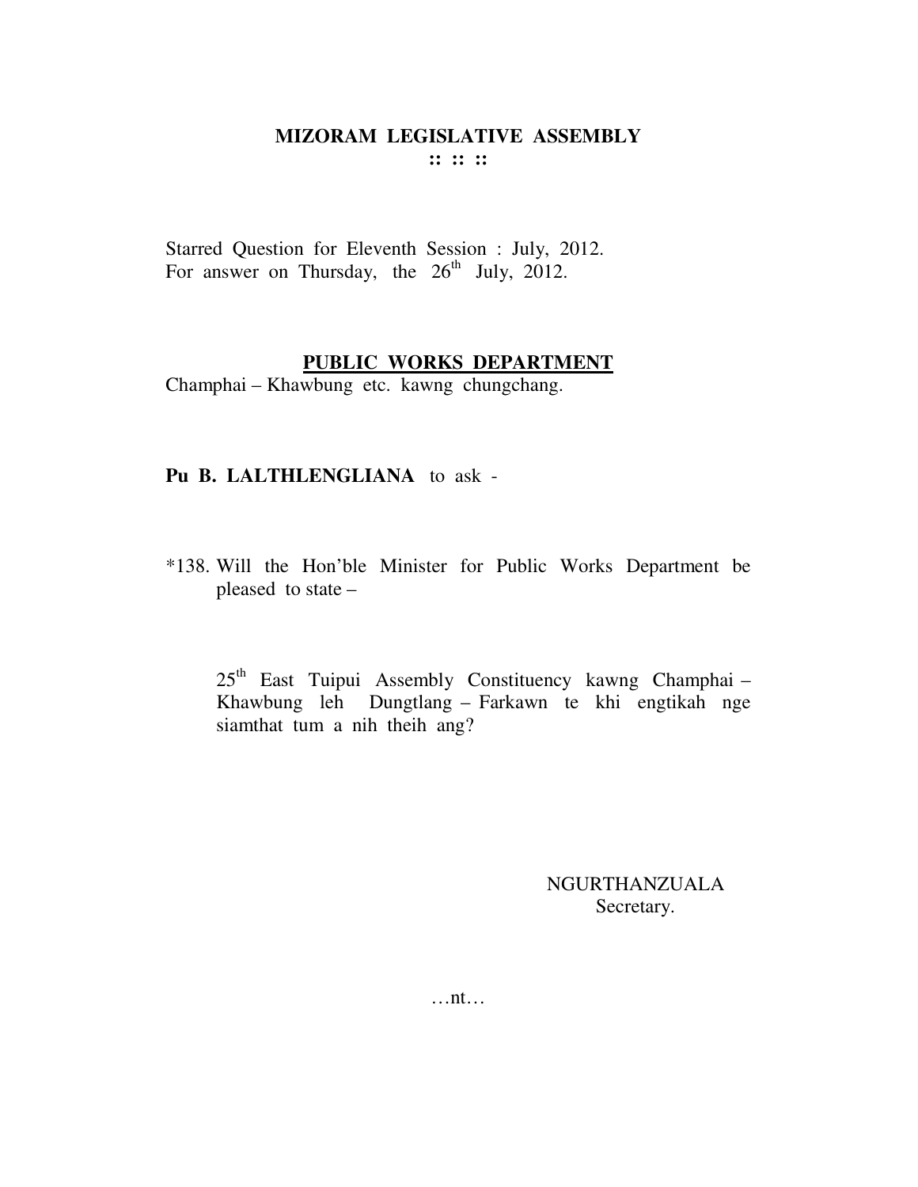# MIZORAM LEGISLATIVE ASSEMBLY

:: :: ::

Starred Question for Eleventh Session : July, 2012.
For answer on Thursday, the 26th July, 2012.

## PUBLIC WORKS DEPARTMENT

Champhai – Khawbung etc. kawng chungchang.

**Pu B. LALTHLENGLIANA** to ask -

*138. Will the Hon'ble Minister for Public Works Department be pleased to state –

25th East Tuipui Assembly Constituency kawng Champhai – Khawbung leh Dungtlang – Farkawn te khi engtikah nge siamthat tum a nih theih ang?

NGURTHANZUALA
Secretary.

…nt…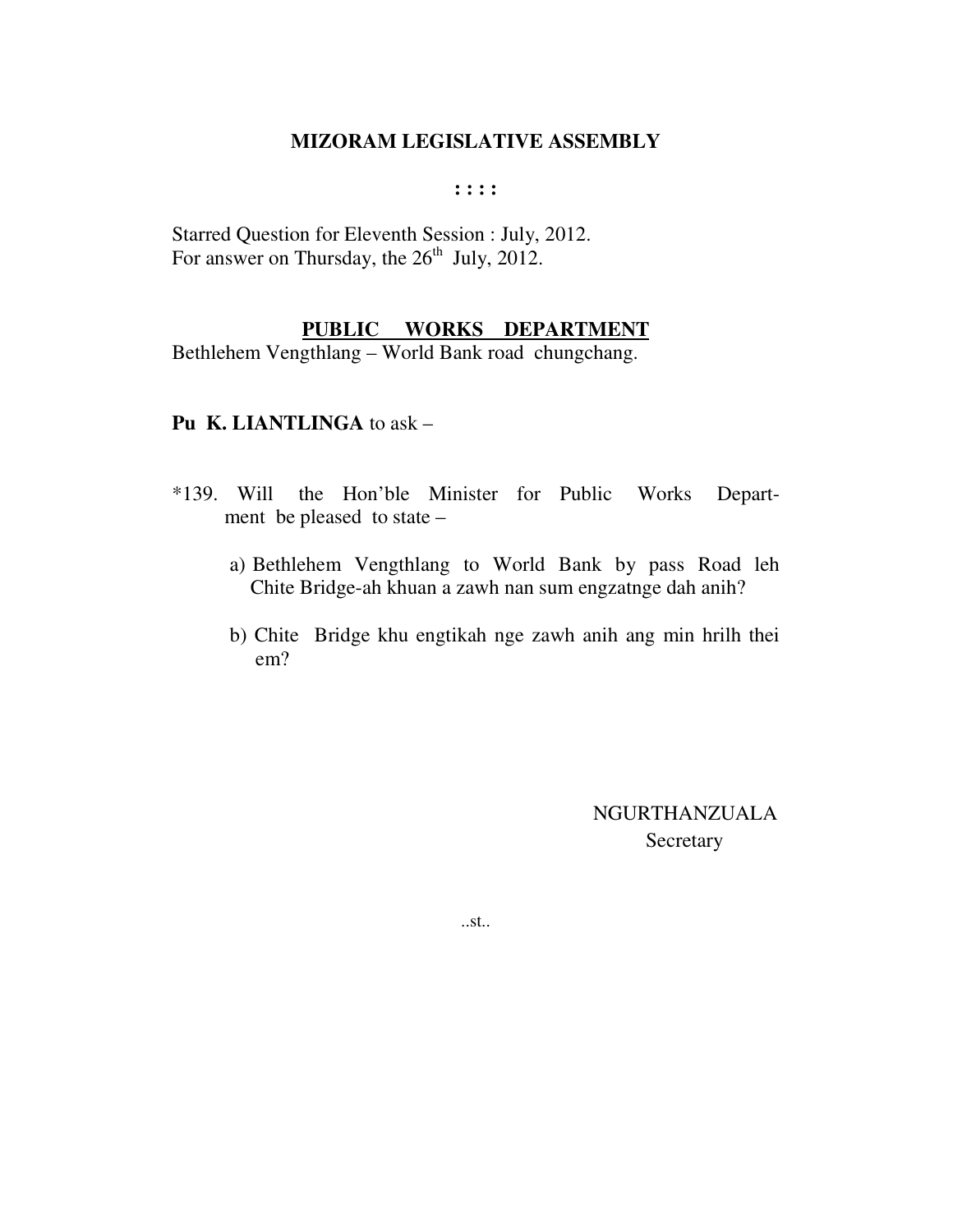# MIZORAM LEGISLATIVE ASSEMBLY

**: : : :**

Starred Question for Eleventh Session : July, 2012.
For answer on Thursday, the 26th July, 2012.

## PUBLIC WORKS DEPARTMENT

Bethlehem Vengthlang – World Bank road chungchang.

**Pu K. LIANTLINGA** to ask –

*139. Will the Hon'ble Minister for Public Works Department be pleased to state –

a) Bethlehem Vengthlang to World Bank by pass Road leh Chite Bridge-ah khuan a zawh nan sum engzatnge dah anih?

b) Chite Bridge khu engtikah nge zawh anih ang min hrilh thei em?

NGURTHANZUALA
Secretary

..st..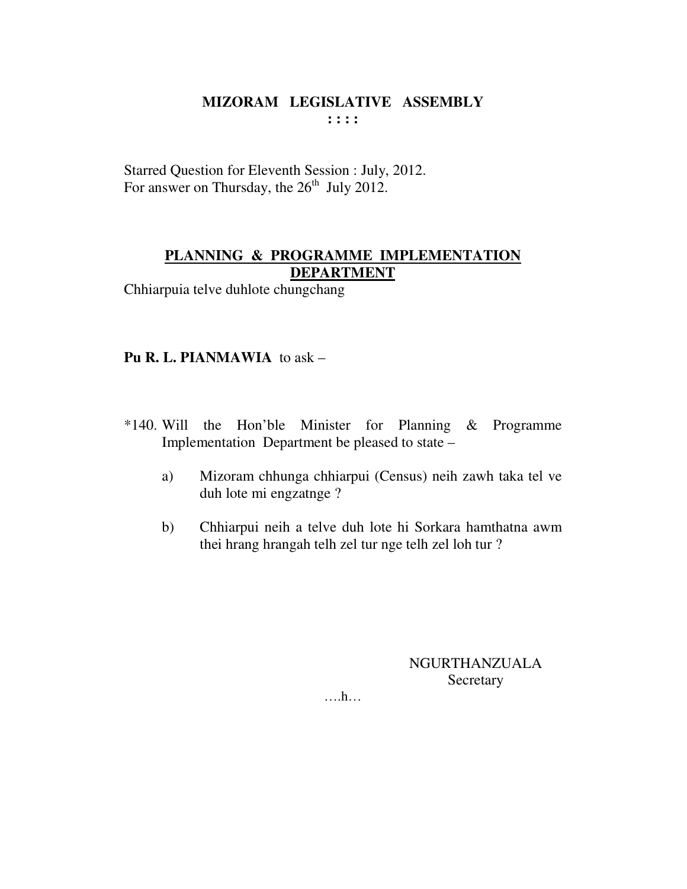# MIZORAM LEGISLATIVE ASSEMBLY

**: : : :**

Starred Question for Eleventh Session : July, 2012.
For answer on Thursday, the 26th July 2012.

## PLANNING & PROGRAMME IMPLEMENTATION DEPARTMENT

Chhiarpuia telve duhlote chungchang

**Pu R. L. PIANMAWIA** to ask –

*140. Will the Hon'ble Minister for Planning & Programme Implementation Department be pleased to state –

a) Mizoram chhunga chhiarpui (Census) neih zawh taka tel ve duh lote mi engzatnge ?

b) Chhiarpui neih a telve duh lote hi Sorkara hamthatna awm thei hrang hrangah telh zel tur nge telh zel loh tur ?

NGURTHANZUALA
Secretary

….h…